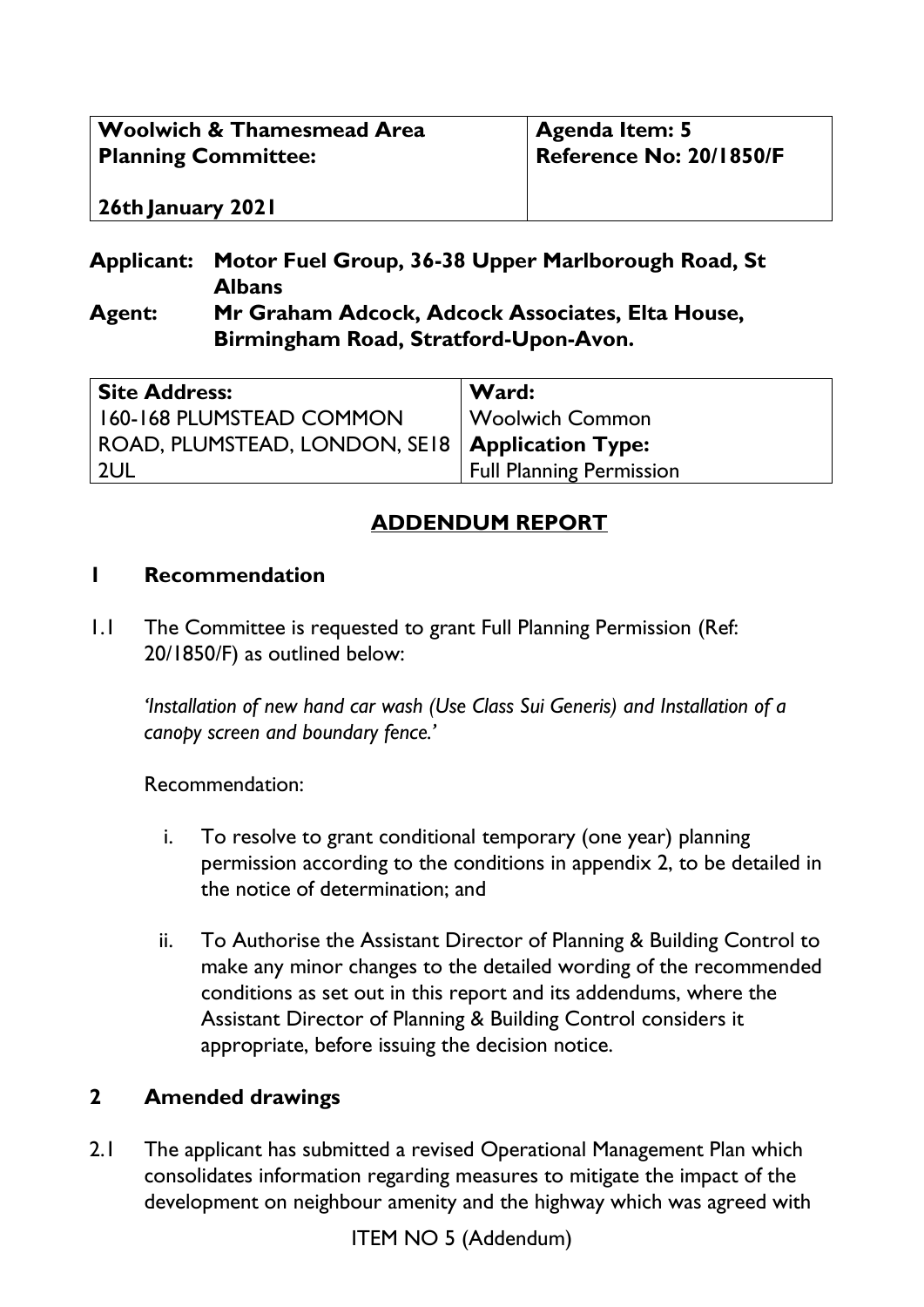| Woolwich & Thamesmead Area Planning Committee: 26th January 2021 | Agenda Item: 5 Reference No: 20/1850/F |
|---|---|

**Applicant:** **Motor Fuel Group, 36-38 Upper Marlborough Road, St Albans**
**Agent:** **Mr Graham Adcock, Adcock Associates, Elta House, Birmingham Road, Stratford-Upon-Avon.**

| **Site Address:** | **Ward:** |
|---|---|
| 160-168 PLUMSTEAD COMMON ROAD, PLUMSTEAD, LONDON, SE18 2UL | Woolwich Common |
| | **Application Type:** |
| | Full Planning Permission |

## ADDENDUM REPORT

## 1 Recommendation

1.1 The Committee is requested to grant Full Planning Permission (Ref: 20/1850/F) as outlined below:

*'Installation of new hand car wash (Use Class Sui Generis) and Installation of a canopy screen and boundary fence.'*

Recommendation:

i. To resolve to grant conditional temporary (one year) planning permission according to the conditions in appendix 2, to be detailed in the notice of determination; and

ii. To Authorise the Assistant Director of Planning & Building Control to make any minor changes to the detailed wording of the recommended conditions as set out in this report and its addendums, where the Assistant Director of Planning & Building Control considers it appropriate, before issuing the decision notice.

## 2 Amended drawings

2.1 The applicant has submitted a revised Operational Management Plan which consolidates information regarding measures to mitigate the impact of the development on neighbour amenity and the highway which was agreed with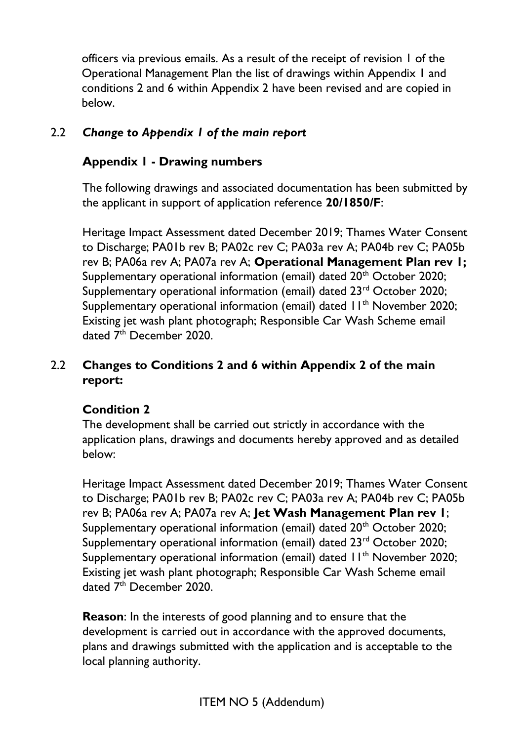officers via previous emails. As a result of the receipt of revision 1 of the Operational Management Plan the list of drawings within Appendix 1 and conditions 2 and 6 within Appendix 2 have been revised and are copied in below.

2.2 ***Change to Appendix 1 of the main report***

**Appendix 1 - Drawing numbers**

The following drawings and associated documentation has been submitted by the applicant in support of application reference **20/1850/F**:

Heritage Impact Assessment dated December 2019; Thames Water Consent to Discharge; PA01b rev B; PA02c rev C; PA03a rev A; PA04b rev C; PA05b rev B; PA06a rev A; PA07a rev A; **Operational Management Plan rev 1;** Supplementary operational information (email) dated 20th October 2020; Supplementary operational information (email) dated 23rd October 2020; Supplementary operational information (email) dated 11th November 2020; Existing jet wash plant photograph; Responsible Car Wash Scheme email dated 7th December 2020.

2.2 **Changes to Conditions 2 and 6 within Appendix 2 of the main report:**

**Condition 2**
The development shall be carried out strictly in accordance with the application plans, drawings and documents hereby approved and as detailed below:

Heritage Impact Assessment dated December 2019; Thames Water Consent to Discharge; PA01b rev B; PA02c rev C; PA03a rev A; PA04b rev C; PA05b rev B; PA06a rev A; PA07a rev A; **Jet Wash Management Plan rev 1**; Supplementary operational information (email) dated 20th October 2020; Supplementary operational information (email) dated 23rd October 2020; Supplementary operational information (email) dated 11th November 2020; Existing jet wash plant photograph; Responsible Car Wash Scheme email dated 7th December 2020.

**Reason**: In the interests of good planning and to ensure that the development is carried out in accordance with the approved documents, plans and drawings submitted with the application and is acceptable to the local planning authority.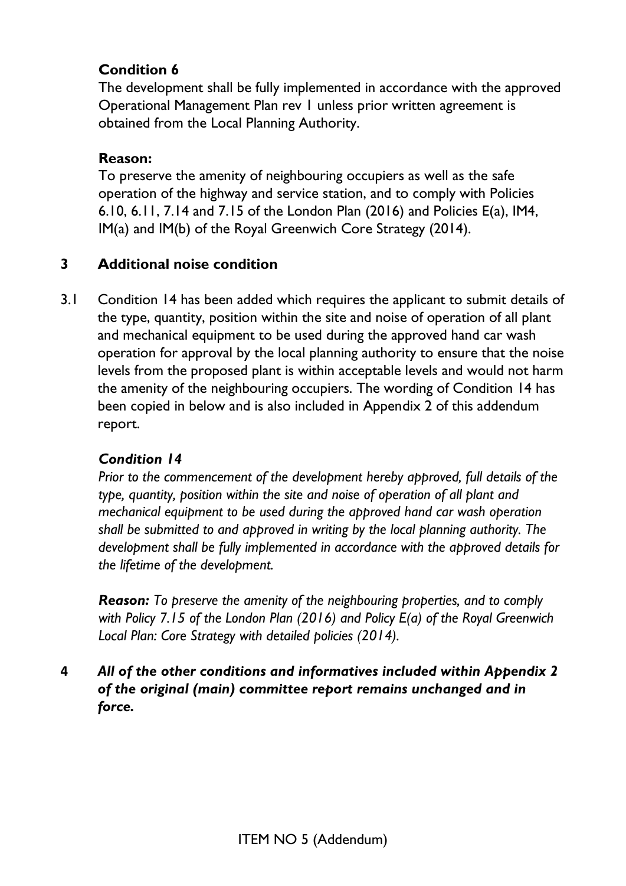**Condition 6**

The development shall be fully implemented in accordance with the approved Operational Management Plan rev 1 unless prior written agreement is obtained from the Local Planning Authority.

**Reason:**

To preserve the amenity of neighbouring occupiers as well as the safe operation of the highway and service station, and to comply with Policies 6.10, 6.11, 7.14 and 7.15 of the London Plan (2016) and Policies E(a), IM4, IM(a) and IM(b) of the Royal Greenwich Core Strategy (2014).

## 3 Additional noise condition

3.1 Condition 14 has been added which requires the applicant to submit details of the type, quantity, position within the site and noise of operation of all plant and mechanical equipment to be used during the approved hand car wash operation for approval by the local planning authority to ensure that the noise levels from the proposed plant is within acceptable levels and would not harm the amenity of the neighbouring occupiers. The wording of Condition 14 has been copied in below and is also included in Appendix 2 of this addendum report.

***Condition 14***

*Prior to the commencement of the development hereby approved, full details of the type, quantity, position within the site and noise of operation of all plant and mechanical equipment to be used during the approved hand car wash operation shall be submitted to and approved in writing by the local planning authority. The development shall be fully implemented in accordance with the approved details for the lifetime of the development.*

***Reason:*** *To preserve the amenity of the neighbouring properties, and to comply with Policy 7.15 of the London Plan (2016) and Policy E(a) of the Royal Greenwich Local Plan: Core Strategy with detailed policies (2014).*

**4** ***All of the other conditions and informatives included within Appendix 2 of the original (main) committee report remains unchanged and in force.***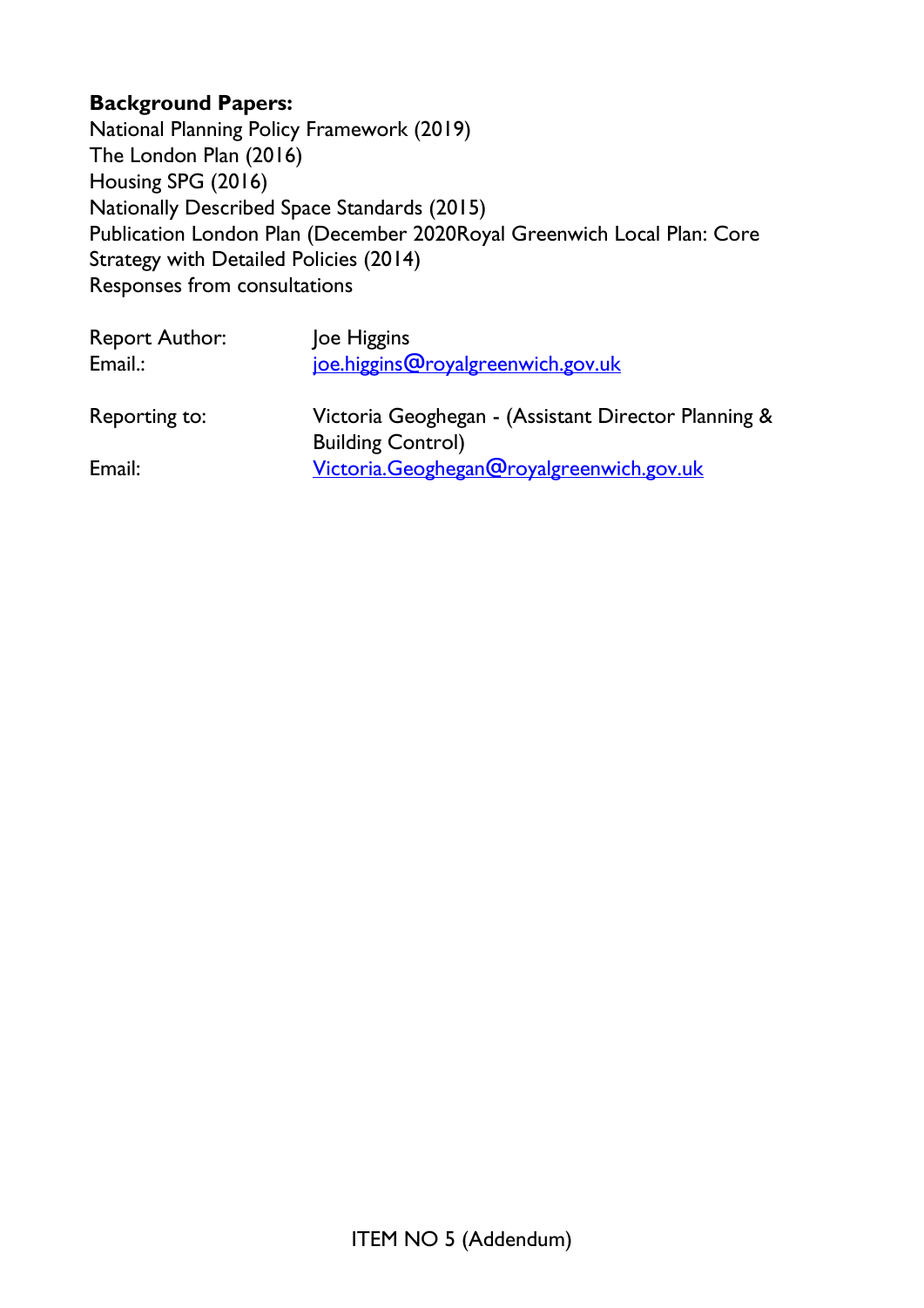**Background Papers:**
National Planning Policy Framework (2019)
The London Plan (2016)
Housing SPG (2016)
Nationally Described Space Standards (2015)
Publication London Plan (December 2020Royal Greenwich Local Plan: Core Strategy with Detailed Policies (2014)
Responses from consultations

| | |
|---|---|
| Report Author: | Joe Higgins |
| Email.: | joe.higgins@royalgreenwich.gov.uk |
| Reporting to: | Victoria Geoghegan - (Assistant Director Planning & Building Control) |
| Email: | Victoria.Geoghegan@royalgreenwich.gov.uk |

ITEM NO 5 (Addendum)